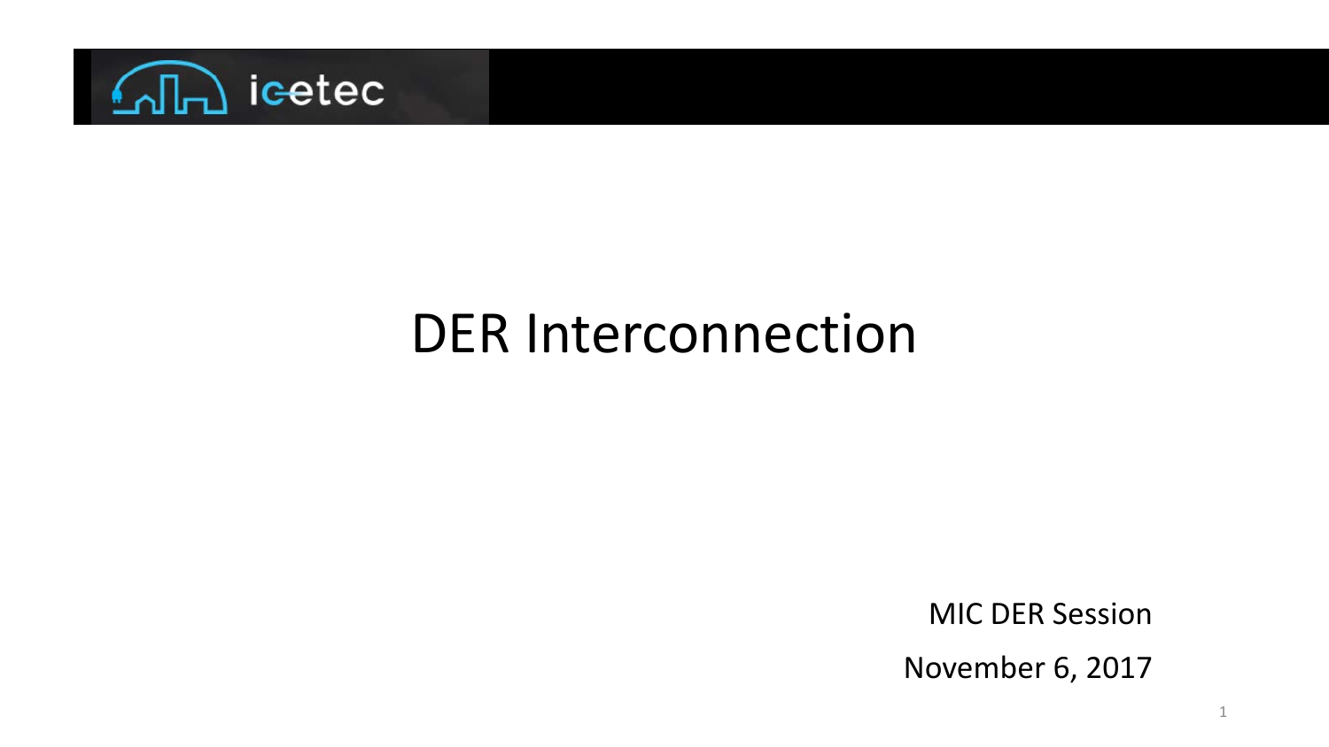icetec

# DER Interconnection

MIC DER Session

November 6, 2017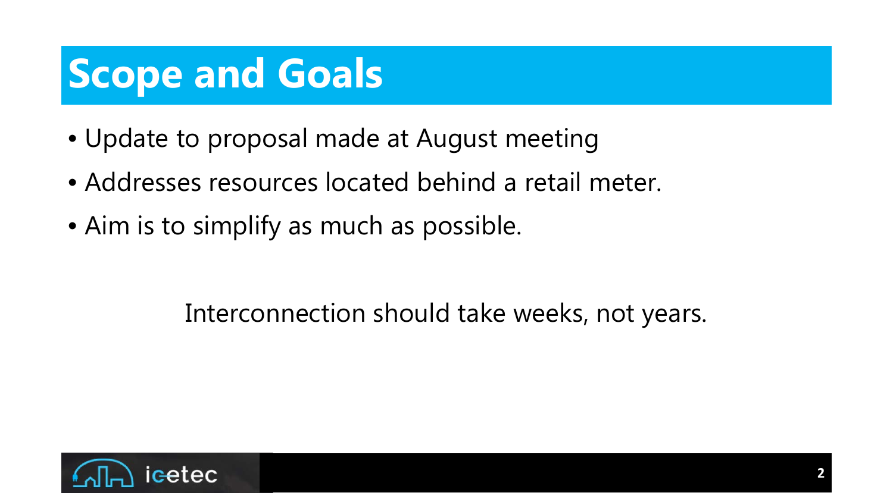# Scope and Goals

- Update to proposal made at August meeting
- Addresses resources located behind a retail meter.
- Aim is to simplify as much as possible.

Interconnection should take weeks, not years.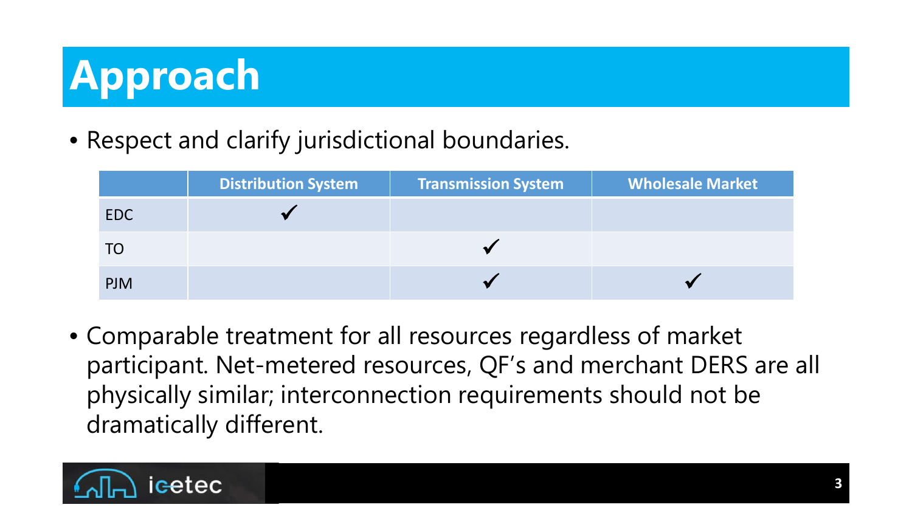# Approach

- Respect and clarify jurisdictional boundaries.

| | Distribution System | Transmission System | Wholesale Market |
|---|---|---|---|
| EDC | ✓ | | |
| TO | | ✓ | |
| PJM | | ✓ | ✓ |

- Comparable treatment for all resources regardless of market participant. Net-metered resources, QF's and merchant DERS are all physically similar; interconnection requirements should not be dramatically different.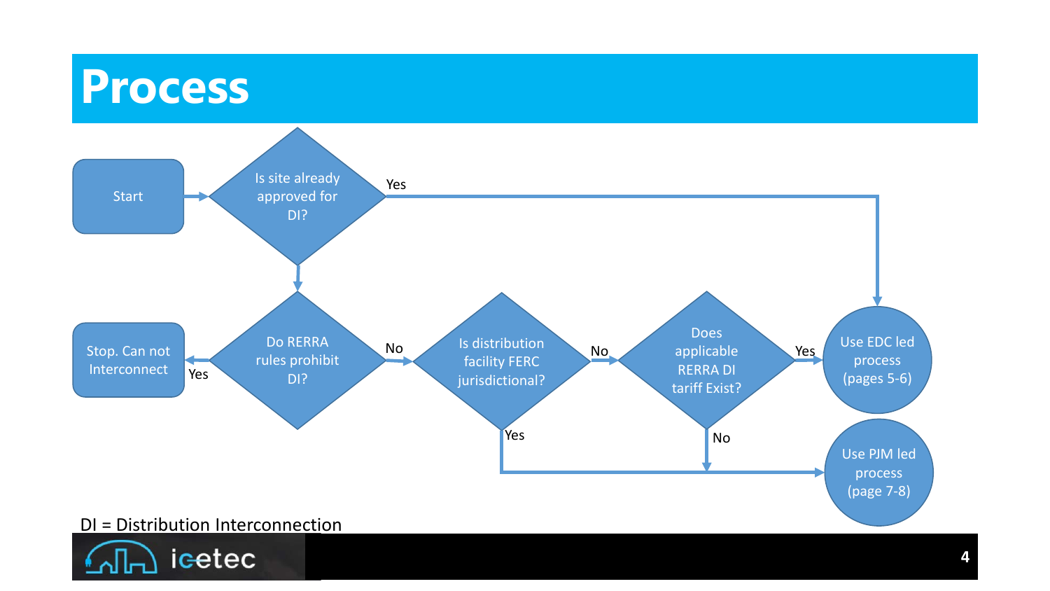# Process

Start

Is site already approved for DI?

Yes

Do RERRA rules prohibit DI?

Stop. Can not Interconnect

Yes

No

Is distribution facility FERC jurisdictional?

No

Does applicable RERRA DI tariff Exist?

Yes

Use EDC led process (pages 5-6)

Yes

No

Use PJM led process (page 7-8)

DI = Distribution Interconnection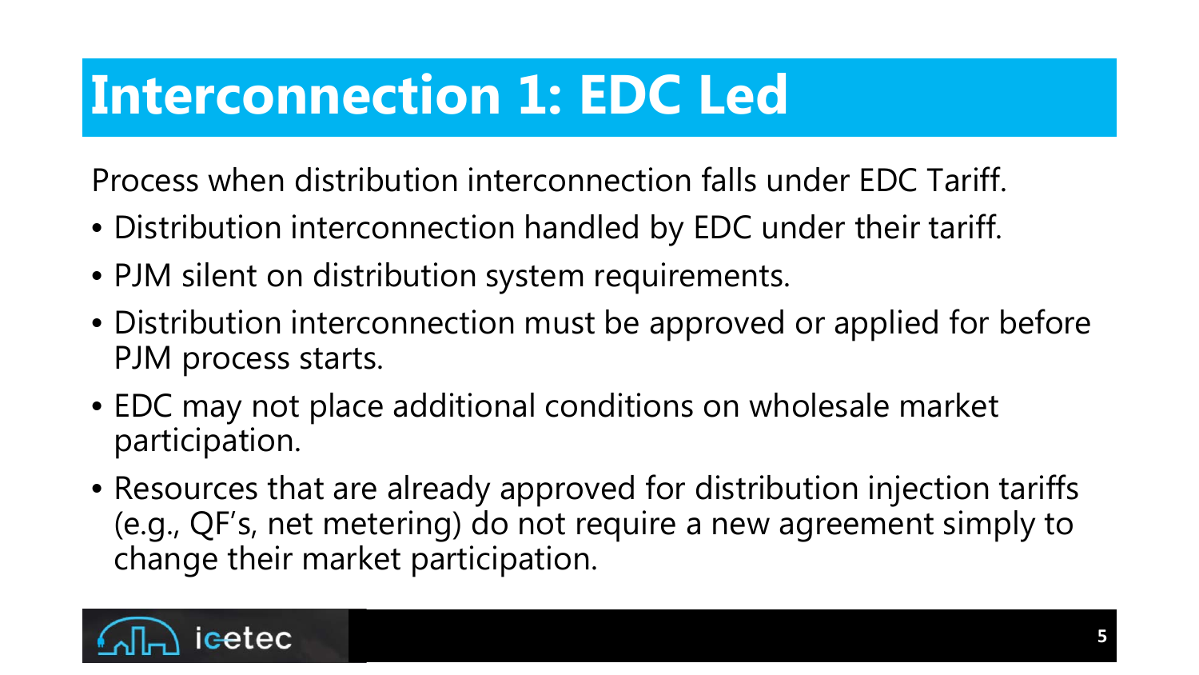# Interconnection 1: EDC Led

Process when distribution interconnection falls under EDC Tariff.

- Distribution interconnection handled by EDC under their tariff.
- PJM silent on distribution system requirements.
- Distribution interconnection must be approved or applied for before PJM process starts.
- EDC may not place additional conditions on wholesale market participation.
- Resources that are already approved for distribution injection tariffs (e.g., QF's, net metering) do not require a new agreement simply to change their market participation.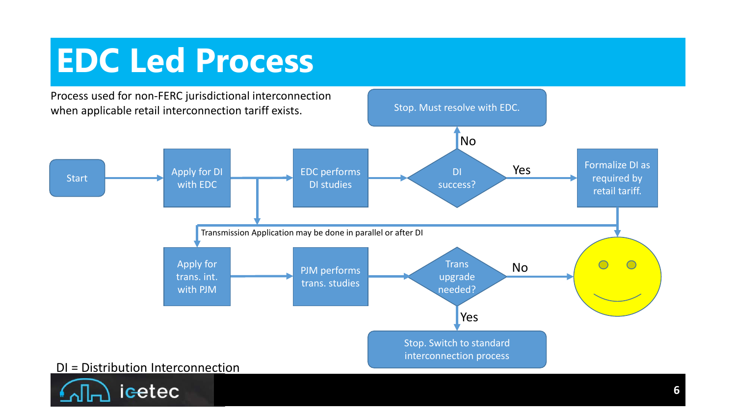# EDC Led Process

Process used for non-FERC jurisdictional interconnection when applicable retail interconnection tariff exists.

Start → Apply for DI with EDC → EDC performs DI studies → DI success?

- No → Stop. Must resolve with EDC.
- Yes → Formalize DI as required by retail tariff. → 🙂

Transmission Application may be done in parallel or after DI

Apply for trans. int. with PJM → PJM performs trans. studies → Trans upgrade needed?

- No → 🙂
- Yes → Stop. Switch to standard interconnection process

DI = Distribution Interconnection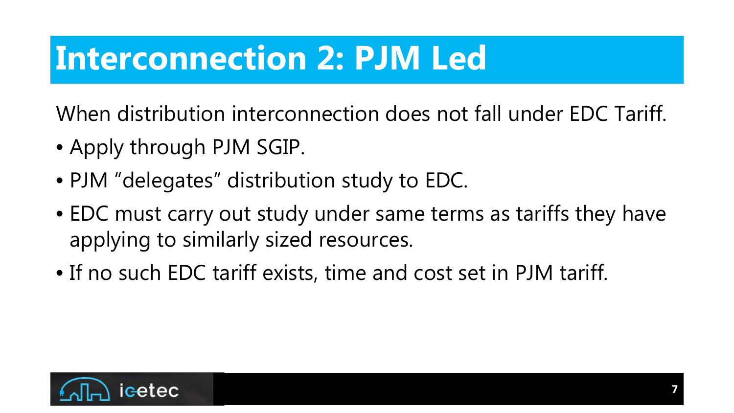# Interconnection 2: PJM Led

When distribution interconnection does not fall under EDC Tariff.

- Apply through PJM SGIP.
- PJM "delegates" distribution study to EDC.
- EDC must carry out study under same terms as tariffs they have applying to similarly sized resources.
- If no such EDC tariff exists, time and cost set in PJM tariff.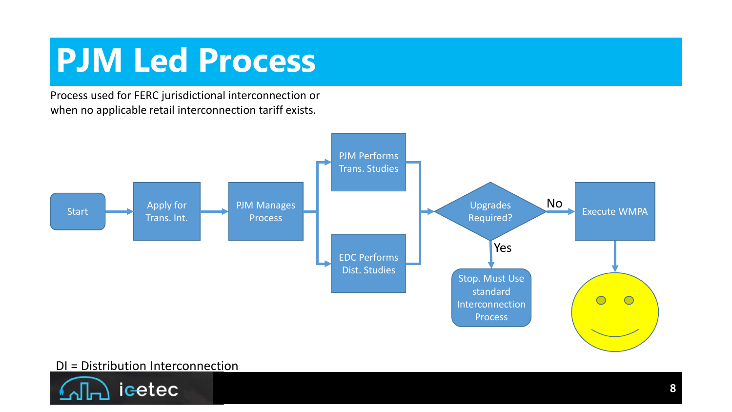# PJM Led Process

Process used for FERC jurisdictional interconnection or when no applicable retail interconnection tariff exists.

Start → Apply for Trans. Int. → PJM Manages Process → PJM Performs Trans. Studies / EDC Performs Dist. Studies → Upgrades Required?

- No → Execute WMPA
- Yes → Stop. Must Use standard Interconnection Process

DI = Distribution Interconnection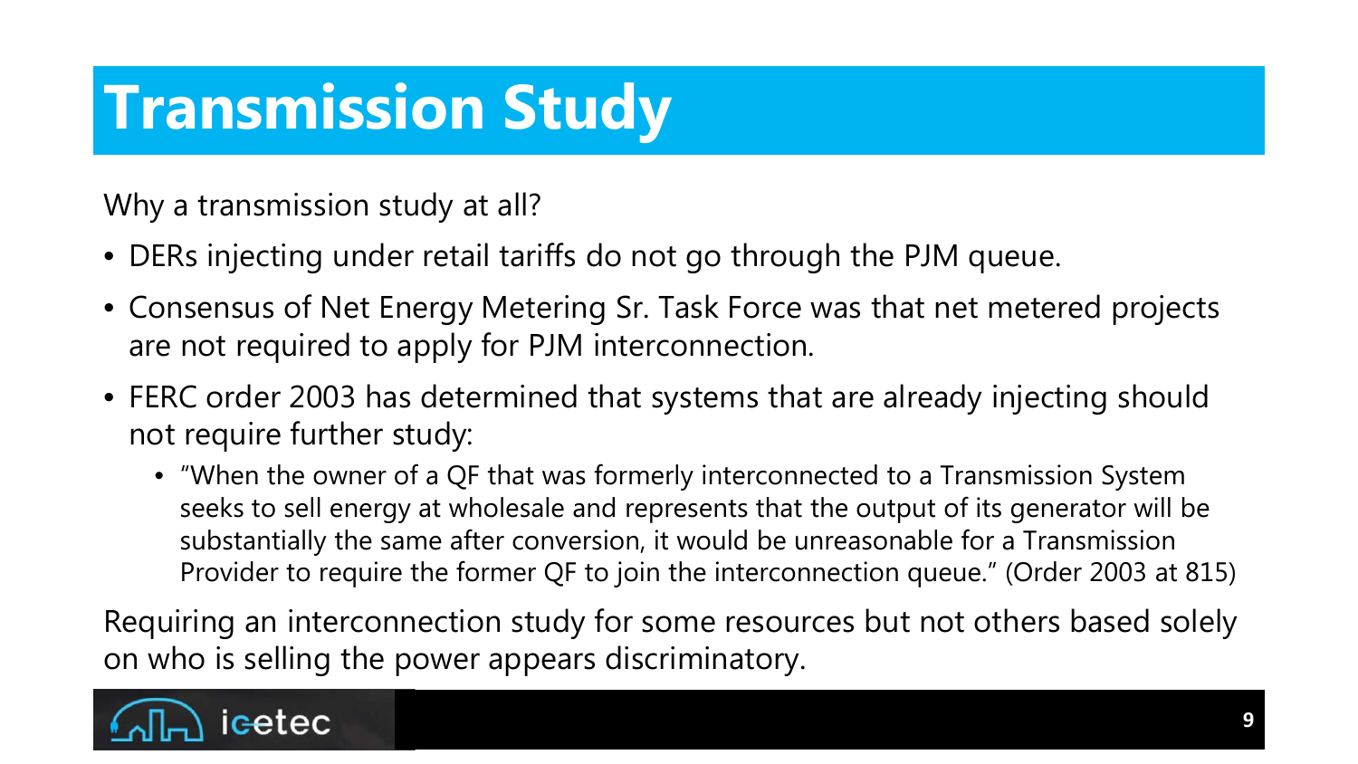# Transmission Study

Why a transmission study at all?

- DERs injecting under retail tariffs do not go through the PJM queue.
- Consensus of Net Energy Metering Sr. Task Force was that net metered projects are not required to apply for PJM interconnection.
- FERC order 2003 has determined that systems that are already injecting should not require further study:
  - "When the owner of a QF that was formerly interconnected to a Transmission System seeks to sell energy at wholesale and represents that the output of its generator will be substantially the same after conversion, it would be unreasonable for a Transmission Provider to require the former QF to join the interconnection queue." (Order 2003 at 815)

Requiring an interconnection study for some resources but not others based solely on who is selling the power appears discriminatory.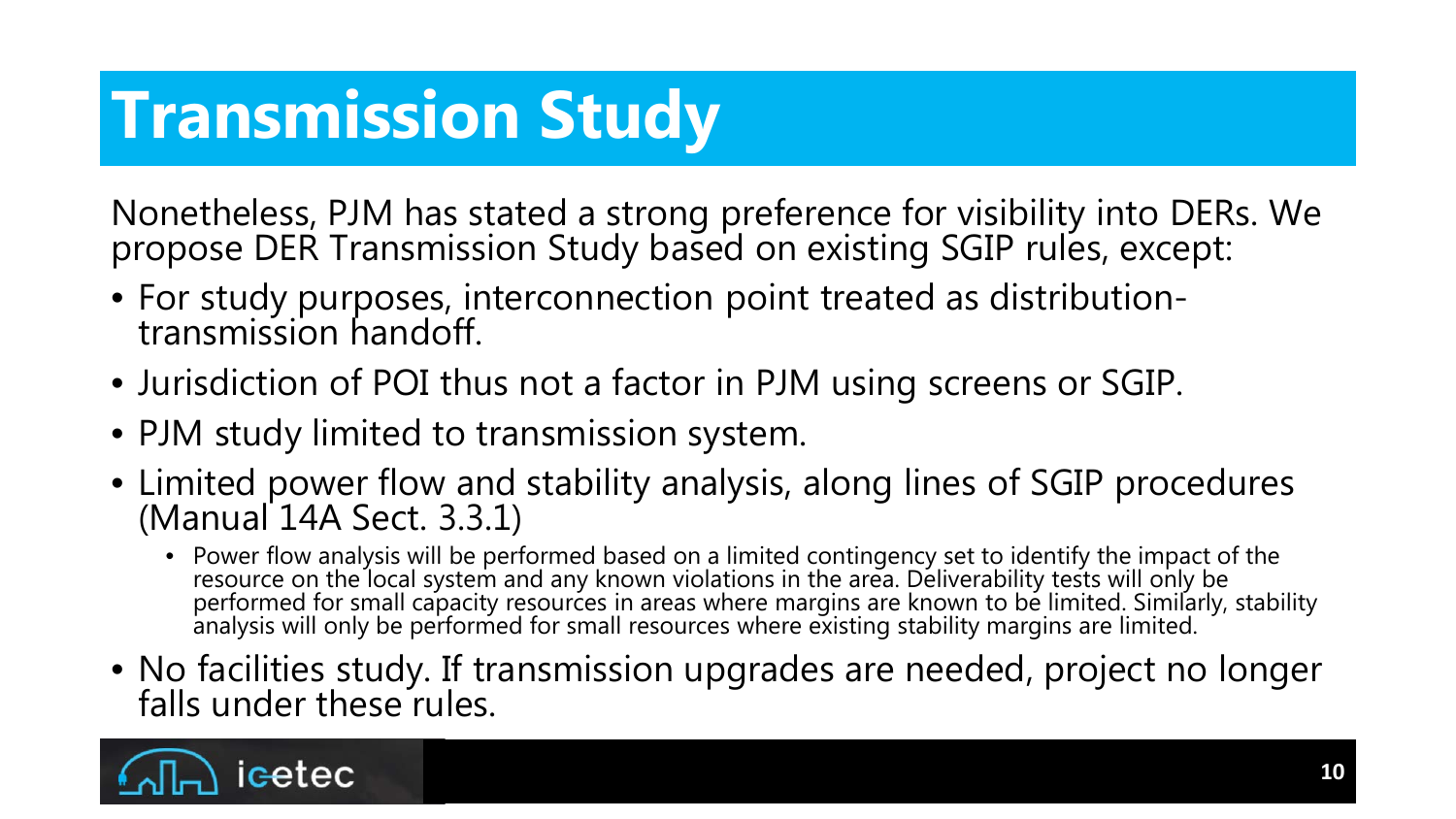# Transmission Study

Nonetheless, PJM has stated a strong preference for visibility into DERs. We propose DER Transmission Study based on existing SGIP rules, except:

- For study purposes, interconnection point treated as distribution-transmission handoff.
- Jurisdiction of POI thus not a factor in PJM using screens or SGIP.
- PJM study limited to transmission system.
- Limited power flow and stability analysis, along lines of SGIP procedures (Manual 14A Sect. 3.3.1)
  - Power flow analysis will be performed based on a limited contingency set to identify the impact of the resource on the local system and any known violations in the area. Deliverability tests will only be performed for small capacity resources in areas where margins are known to be limited. Similarly, stability analysis will only be performed for small resources where existing stability margins are limited.
- No facilities study. If transmission upgrades are needed, project no longer falls under these rules.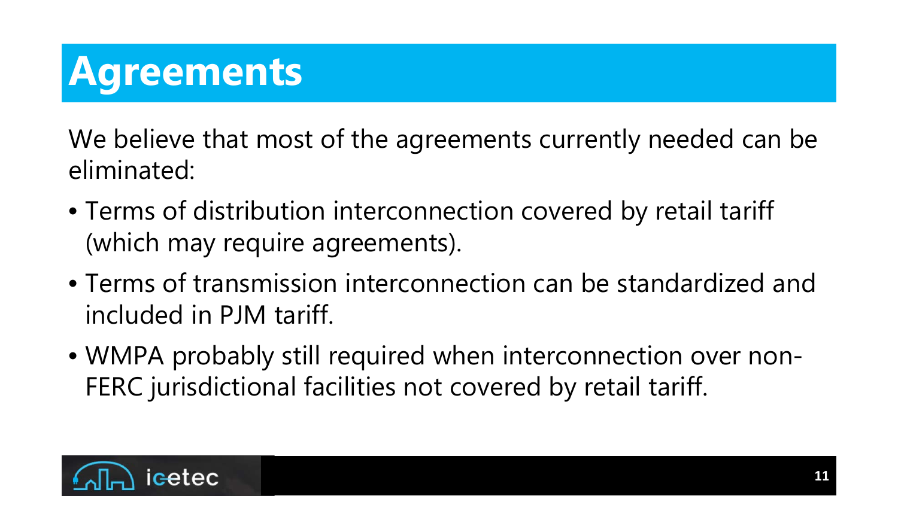# Agreements

We believe that most of the agreements currently needed can be eliminated:

- Terms of distribution interconnection covered by retail tariff (which may require agreements).
- Terms of transmission interconnection can be standardized and included in PJM tariff.
- WMPA probably still required when interconnection over non-FERC jurisdictional facilities not covered by retail tariff.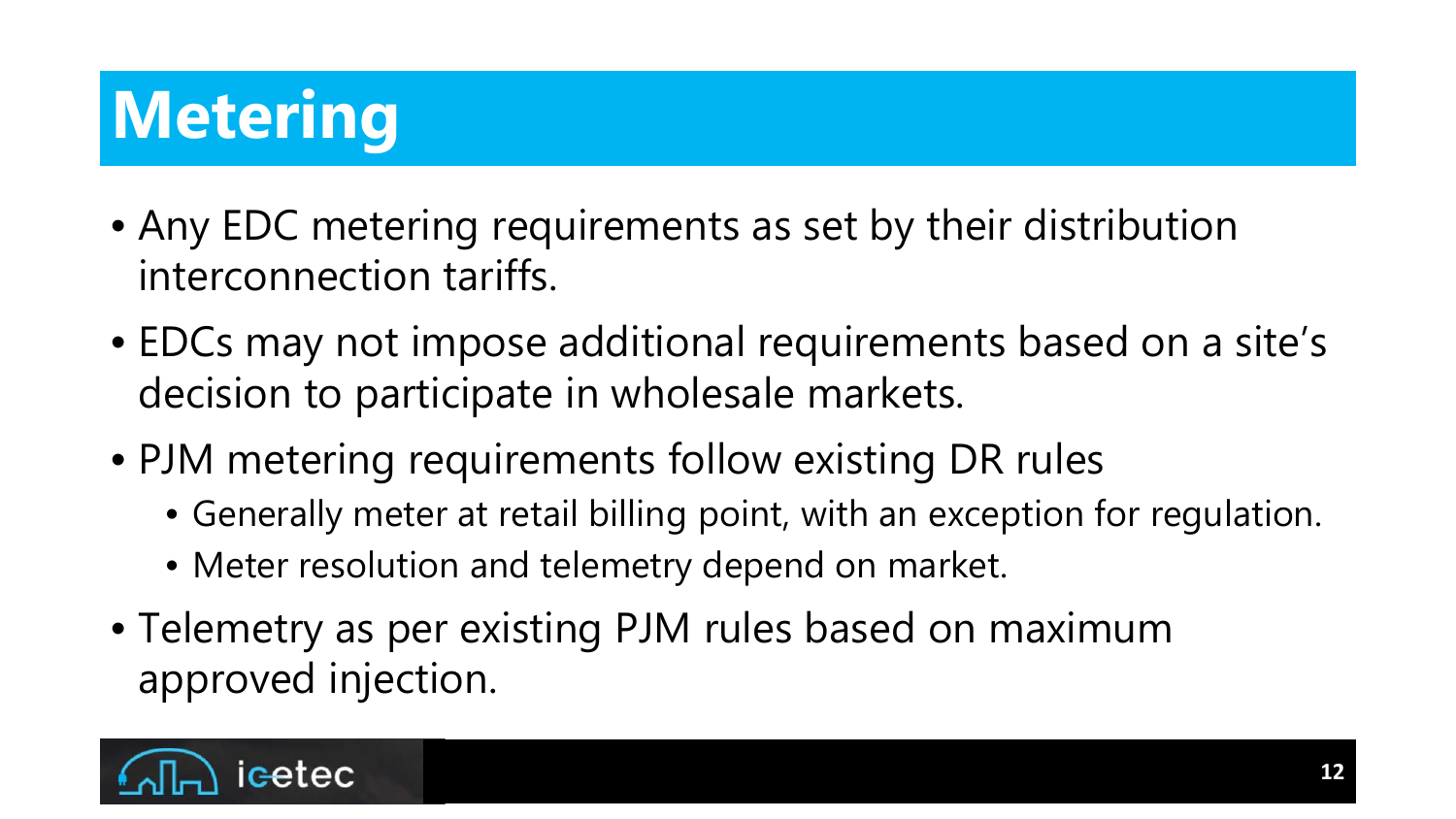# Metering

- Any EDC metering requirements as set by their distribution interconnection tariffs.
- EDCs may not impose additional requirements based on a site's decision to participate in wholesale markets.
- PJM metering requirements follow existing DR rules
  - Generally meter at retail billing point, with an exception for regulation.
  - Meter resolution and telemetry depend on market.
- Telemetry as per existing PJM rules based on maximum approved injection.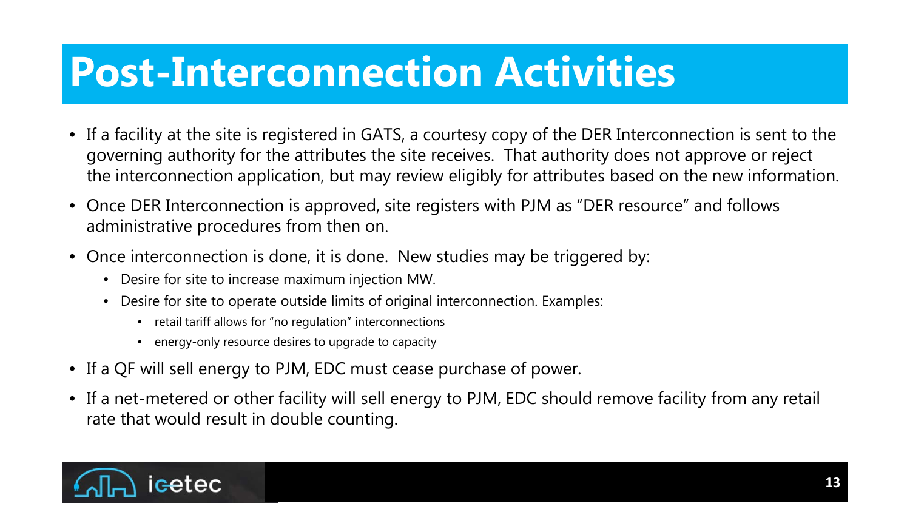# Post-Interconnection Activities

- If a facility at the site is registered in GATS, a courtesy copy of the DER Interconnection is sent to the governing authority for the attributes the site receives. That authority does not approve or reject the interconnection application, but may review eligibly for attributes based on the new information.
- Once DER Interconnection is approved, site registers with PJM as "DER resource" and follows administrative procedures from then on.
- Once interconnection is done, it is done. New studies may be triggered by:
  - Desire for site to increase maximum injection MW.
  - Desire for site to operate outside limits of original interconnection. Examples:
    - retail tariff allows for "no regulation" interconnections
    - energy-only resource desires to upgrade to capacity
- If a QF will sell energy to PJM, EDC must cease purchase of power.
- If a net-metered or other facility will sell energy to PJM, EDC should remove facility from any retail rate that would result in double counting.